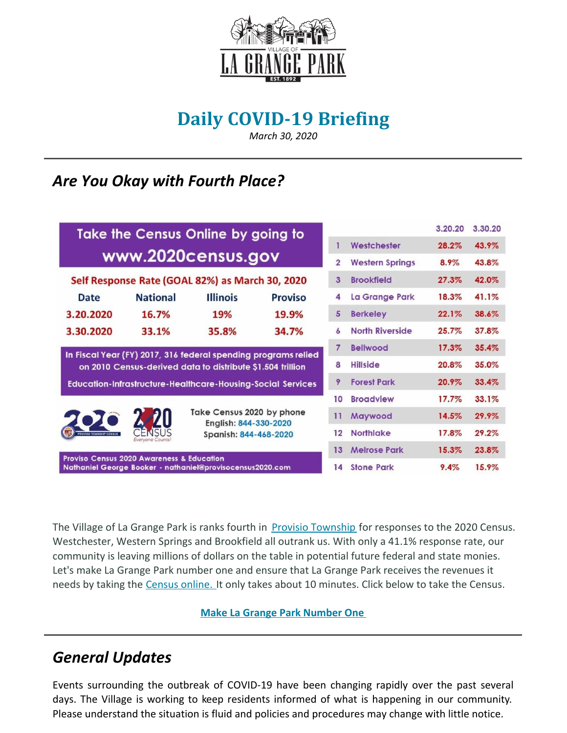VILLAGE OF LA GRANGE PARK

EST. 1892

# Daily COVID-19 Briefing

*March 30, 2020*

## *Are You Okay with Fourth Place?*

Take the Census Online by going to
www.2020census.gov

Self Response Rate (GOAL 82%) as March 30, 2020

| Date | National | Illinois | Proviso |
|---|---|---|---|
| 3.20.2020 | 16.7% | 19% | 19.9% |
| 3.30.2020 | 33.1% | 35.8% | 34.7% |

In Fiscal Year (FY) 2017, 316 federal spending programs relied on 2010 Census-derived data to distribute $1.504 trillion

Education-Infrastructure-Healthcare-Housing-Social Services

Take Census 2020 by phone
English: 844-330-2020
Spanish: 844-468-2020

Proviso Census 2020 Awareness & Education
Nathaniel George Booker - nathaniel@provisocensus2020.com

| | | 3.20.20 | 3.30.20 |
|---|---|---|---|
| 1 | Westchester | 28.2% | 43.9% |
| 2 | Western Springs | 8.9% | 43.8% |
| 3 | Brookfield | 27.3% | 42.0% |
| 4 | La Grange Park | 18.3% | 41.1% |
| 5 | Berkeley | 22.1% | 38.6% |
| 6 | North Riverside | 25.7% | 37.8% |
| 7 | Bellwood | 17.3% | 35.4% |
| 8 | Hillside | 20.8% | 35.0% |
| 9 | Forest Park | 20.9% | 33.4% |
| 10 | Broadview | 17.7% | 33.1% |
| 11 | Maywood | 14.5% | 29.9% |
| 12 | Northlake | 17.8% | 29.2% |
| 13 | Melrose Park | 15.3% | 23.8% |
| 14 | Stone Park | 9.4% | 15.9% |

The Village of La Grange Park is ranks fourth in Provisio Township for responses to the 2020 Census. Westchester, Western Springs and Brookfield all outrank us. With only a 41.1% response rate, our community is leaving millions of dollars on the table in potential future federal and state monies. Let's make La Grange Park number one and ensure that La Grange Park receives the revenues it needs by taking the Census online. It only takes about 10 minutes. Click below to take the Census.

**Make La Grange Park Number One**

## *General Updates*

Events surrounding the outbreak of COVID-19 have been changing rapidly over the past several days. The Village is working to keep residents informed of what is happening in our community. Please understand the situation is fluid and policies and procedures may change with little notice.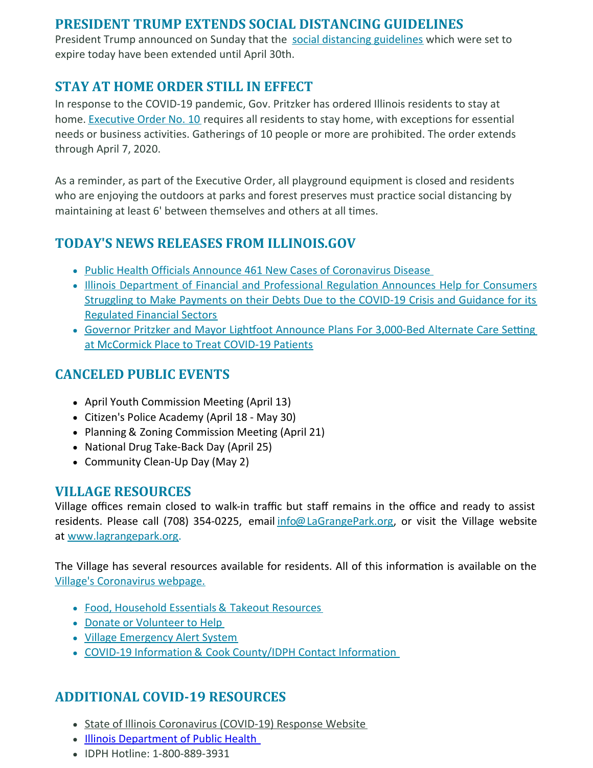## PRESIDENT TRUMP EXTENDS SOCIAL DISTANCING GUIDELINES

President Trump announced on Sunday that the social distancing guidelines which were set to expire today have been extended until April 30th.

## STAY AT HOME ORDER STILL IN EFFECT

In response to the COVID-19 pandemic, Gov. Pritzker has ordered Illinois residents to stay at home. Executive Order No. 10 requires all residents to stay home, with exceptions for essential needs or business activities. Gatherings of 10 people or more are prohibited. The order extends through April 7, 2020.

As a reminder, as part of the Executive Order, all playground equipment is closed and residents who are enjoying the outdoors at parks and forest preserves must practice social distancing by maintaining at least 6' between themselves and others at all times.

## TODAY'S NEWS RELEASES FROM ILLINOIS.GOV

- Public Health Officials Announce 461 New Cases of Coronavirus Disease
- Illinois Department of Financial and Professional Regulation Announces Help for Consumers Struggling to Make Payments on their Debts Due to the COVID-19 Crisis and Guidance for its Regulated Financial Sectors
- Governor Pritzker and Mayor Lightfoot Announce Plans For 3,000-Bed Alternate Care Setting at McCormick Place to Treat COVID-19 Patients

## CANCELED PUBLIC EVENTS

- April Youth Commission Meeting (April 13)
- Citizen's Police Academy (April 18 - May 30)
- Planning & Zoning Commission Meeting (April 21)
- National Drug Take-Back Day (April 25)
- Community Clean-Up Day (May 2)

## VILLAGE RESOURCES

Village offices remain closed to walk-in traffic but staff remains in the office and ready to assist residents. Please call (708) 354-0225, email info@LaGrangePark.org, or visit the Village website at www.lagrangepark.org.

The Village has several resources available for residents. All of this information is available on the Village's Coronavirus webpage.

- Food, Household Essentials & Takeout Resources
- Donate or Volunteer to Help
- Village Emergency Alert System
- COVID-19 Information & Cook County/IDPH Contact Information

## ADDITIONAL COVID-19 RESOURCES

- State of Illinois Coronavirus (COVID-19) Response Website
- Illinois Department of Public Health
- IDPH Hotline: 1-800-889-3931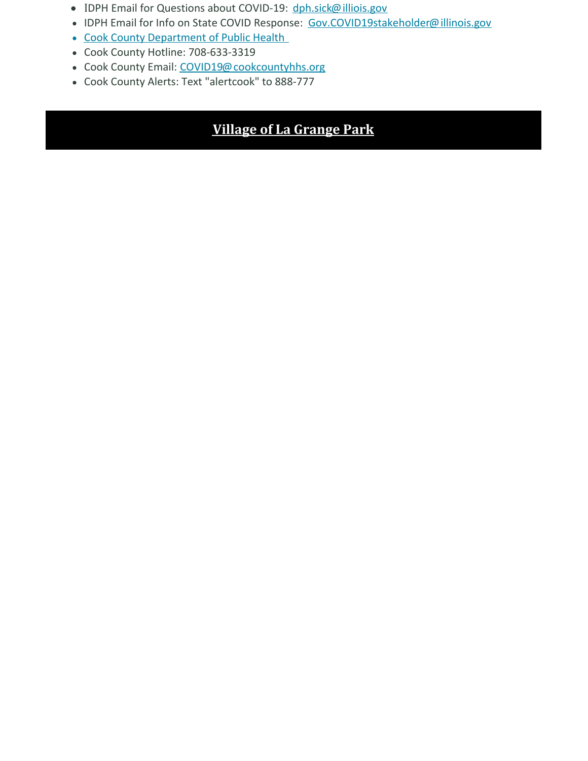- IDPH Email for Questions about COVID-19: dph.sick@illiois.gov
- IDPH Email for Info on State COVID Response: Gov.COVID19stakeholder@illinois.gov
- Cook County Department of Public Health
- Cook County Hotline: 708-633-3319
- Cook County Email: COVID19@cookcountyhhs.org
- Cook County Alerts: Text "alertcook" to 888-777

## Village of La Grange Park